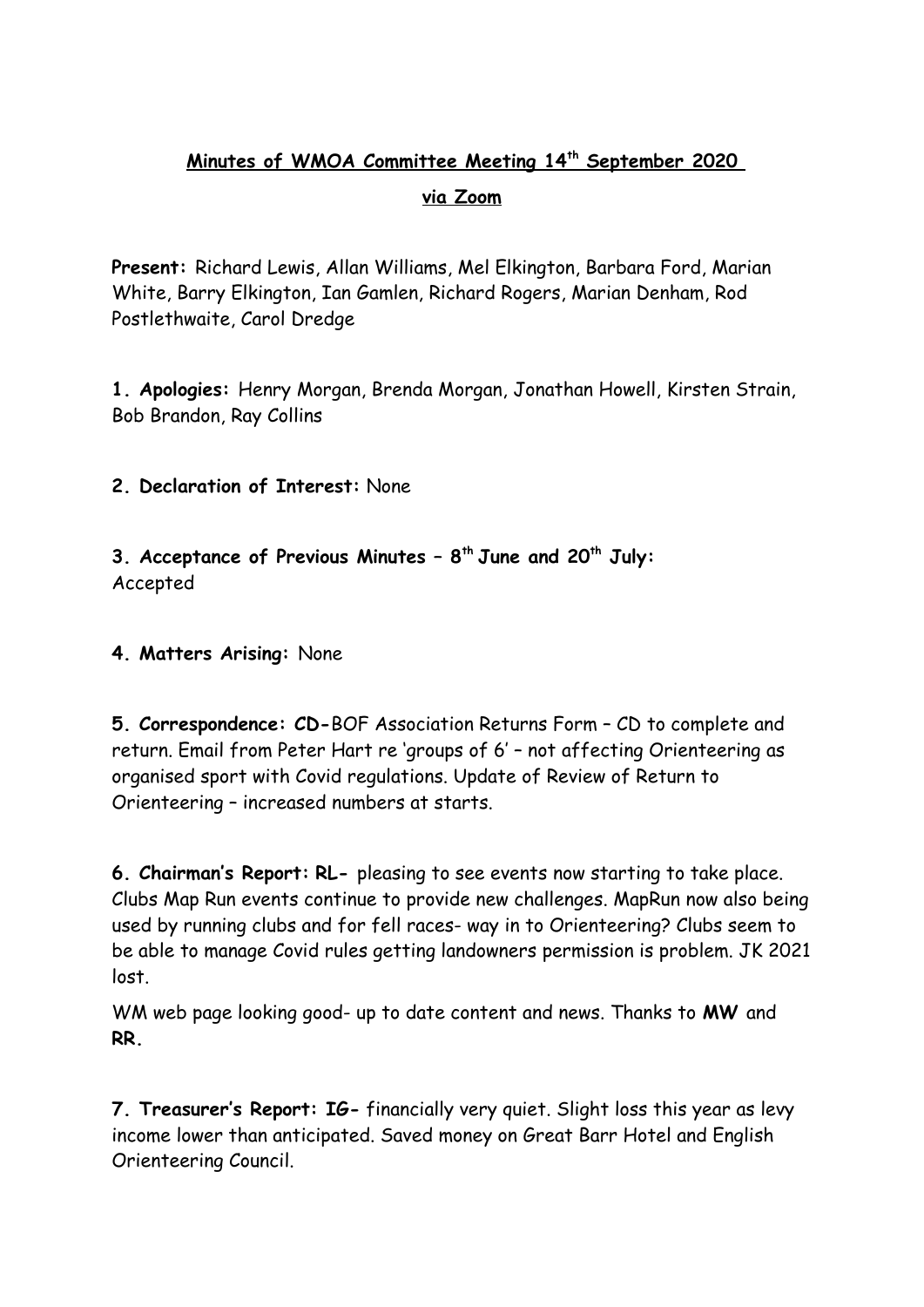**Minutes of WMOA Committee Meeting 14th September 2020**

**via Zoom**

**Present:** Richard Lewis, Allan Williams, Mel Elkington, Barbara Ford, Marian White, Barry Elkington, Ian Gamlen, Richard Rogers, Marian Denham, Rod Postlethwaite, Carol Dredge

**1. Apologies:** Henry Morgan, Brenda Morgan, Jonathan Howell, Kirsten Strain, Bob Brandon, Ray Collins

**2. Declaration of Interest:** None

**3. Acceptance of Previous Minutes – 8th June and 20th July:** Accepted

**4. Matters Arising:** None

**5. Correspondence: CD-**BOF Association Returns Form – CD to complete and return. Email from Peter Hart re 'groups of 6' – not affecting Orienteering as organised sport with Covid regulations. Update of Review of Return to Orienteering – increased numbers at starts.

**6. Chairman's Report: RL-** pleasing to see events now starting to take place. Clubs Map Run events continue to provide new challenges. MapRun now also being used by running clubs and for fell races- way in to Orienteering? Clubs seem to be able to manage Covid rules getting landowners permission is problem. JK 2021 lost.

WM web page looking good- up to date content and news. Thanks to **MW** and **RR.**

**7. Treasurer's Report: IG-** financially very quiet. Slight loss this year as levy income lower than anticipated. Saved money on Great Barr Hotel and English Orienteering Council.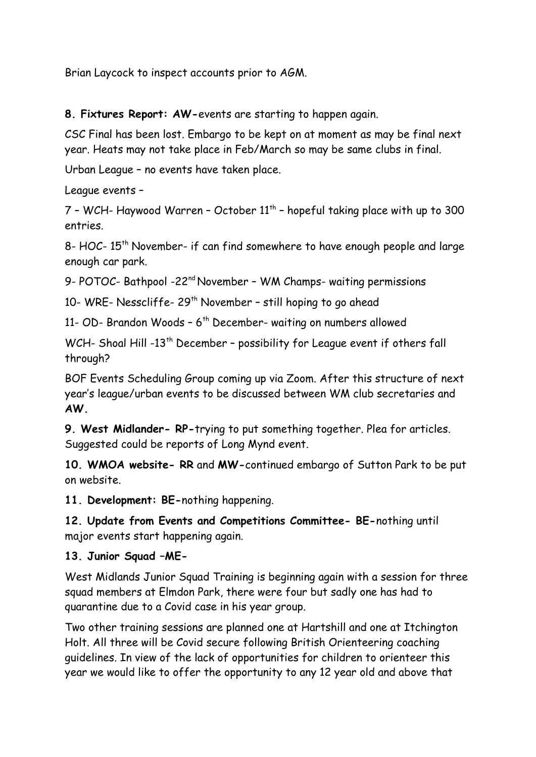Brian Laycock to inspect accounts prior to AGM.

**8. Fixtures Report: AW-**events are starting to happen again.

CSC Final has been lost. Embargo to be kept on at moment as may be final next year. Heats may not take place in Feb/March so may be same clubs in final.

Urban League – no events have taken place.

League events –

7 – WCH- Haywood Warren – October 11th – hopeful taking place with up to 300 entries.

8- HOC- 15th November- if can find somewhere to have enough people and large enough car park.

9- POTOC- Bathpool -22nd November – WM Champs- waiting permissions

10- WRE- Nesscliffe- 29th November – still hoping to go ahead

11- OD- Brandon Woods – 6th December- waiting on numbers allowed

WCH- Shoal Hill -13th December – possibility for League event if others fall through?

BOF Events Scheduling Group coming up via Zoom. After this structure of next year's league/urban events to be discussed between WM club secretaries and **AW.**

**9. West Midlander- RP-**trying to put something together. Plea for articles. Suggested could be reports of Long Mynd event.

**10. WMOA website- RR** and **MW-**continued embargo of Sutton Park to be put on website.

**11. Development: BE-**nothing happening.

**12. Update from Events and Competitions Committee- BE-**nothing until major events start happening again.

**13. Junior Squad –ME-**

West Midlands Junior Squad Training is beginning again with a session for three squad members at Elmdon Park, there were four but sadly one has had to quarantine due to a Covid case in his year group.

Two other training sessions are planned one at Hartshill and one at Itchington Holt. All three will be Covid secure following British Orienteering coaching guidelines. In view of the lack of opportunities for children to orienteer this year we would like to offer the opportunity to any 12 year old and above that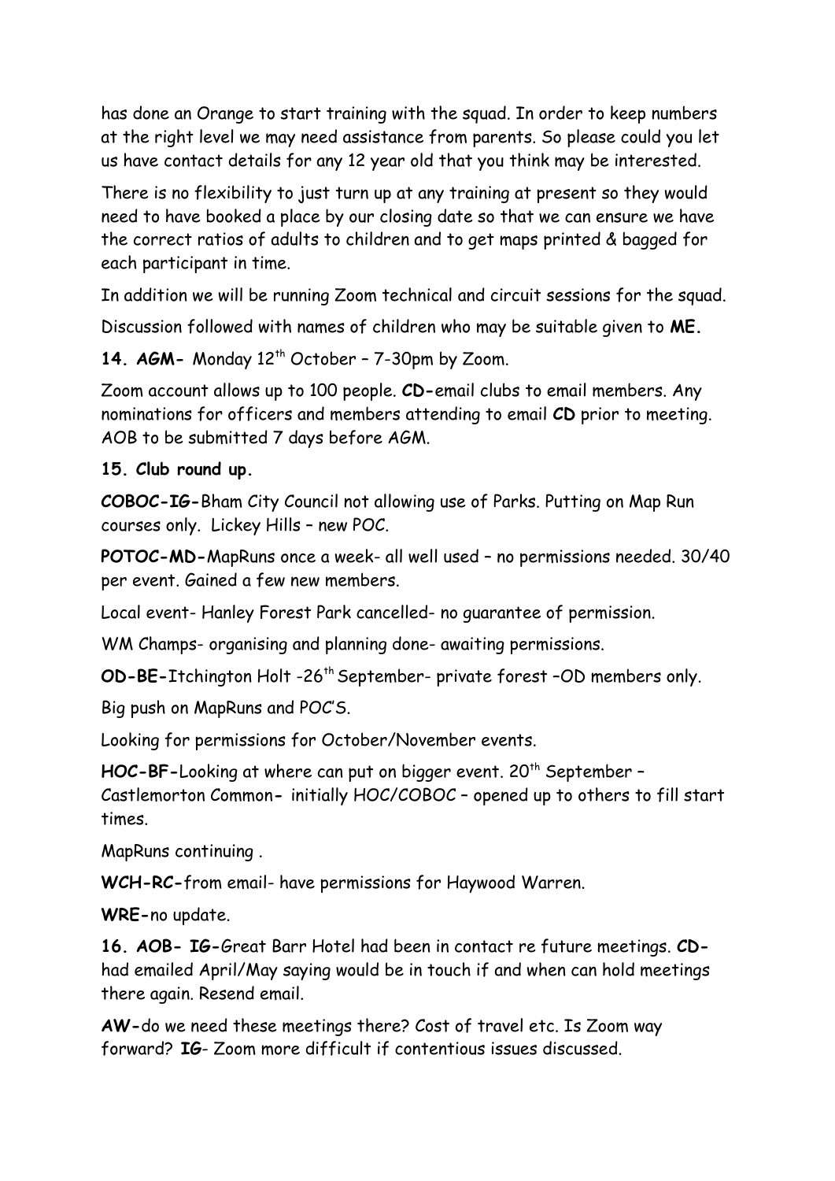has done an Orange to start training with the squad. In order to keep numbers at the right level we may need assistance from parents. So please could you let us have contact details for any 12 year old that you think may be interested.

There is no flexibility to just turn up at any training at present so they would need to have booked a place by our closing date so that we can ensure we have the correct ratios of adults to children and to get maps printed & bagged for each participant in time.

In addition we will be running Zoom technical and circuit sessions for the squad.

Discussion followed with names of children who may be suitable given to **ME.**

**14. AGM-** Monday 12th October – 7-30pm by Zoom.

Zoom account allows up to 100 people. **CD-**email clubs to email members. Any nominations for officers and members attending to email **CD** prior to meeting. AOB to be submitted 7 days before AGM.

**15. Club round up.**

**COBOC-IG-**Bham City Council not allowing use of Parks. Putting on Map Run courses only. Lickey Hills – new POC.

**POTOC-MD-**MapRuns once a week- all well used – no permissions needed. 30/40 per event. Gained a few new members.

Local event- Hanley Forest Park cancelled- no guarantee of permission.

WM Champs- organising and planning done- awaiting permissions.

**OD-BE-**Itchington Holt -26th September- private forest –OD members only.

Big push on MapRuns and POC'S.

Looking for permissions for October/November events.

**HOC-BF-**Looking at where can put on bigger event. 20th September – Castlemorton Common**-** initially HOC/COBOC – opened up to others to fill start times.

MapRuns continuing .

**WCH-RC-**from email- have permissions for Haywood Warren.

**WRE-**no update.

**16. AOB- IG-**Great Barr Hotel had been in contact re future meetings. **CD-** had emailed April/May saying would be in touch if and when can hold meetings there again. Resend email.

**AW-**do we need these meetings there? Cost of travel etc. Is Zoom way forward? **IG**- Zoom more difficult if contentious issues discussed.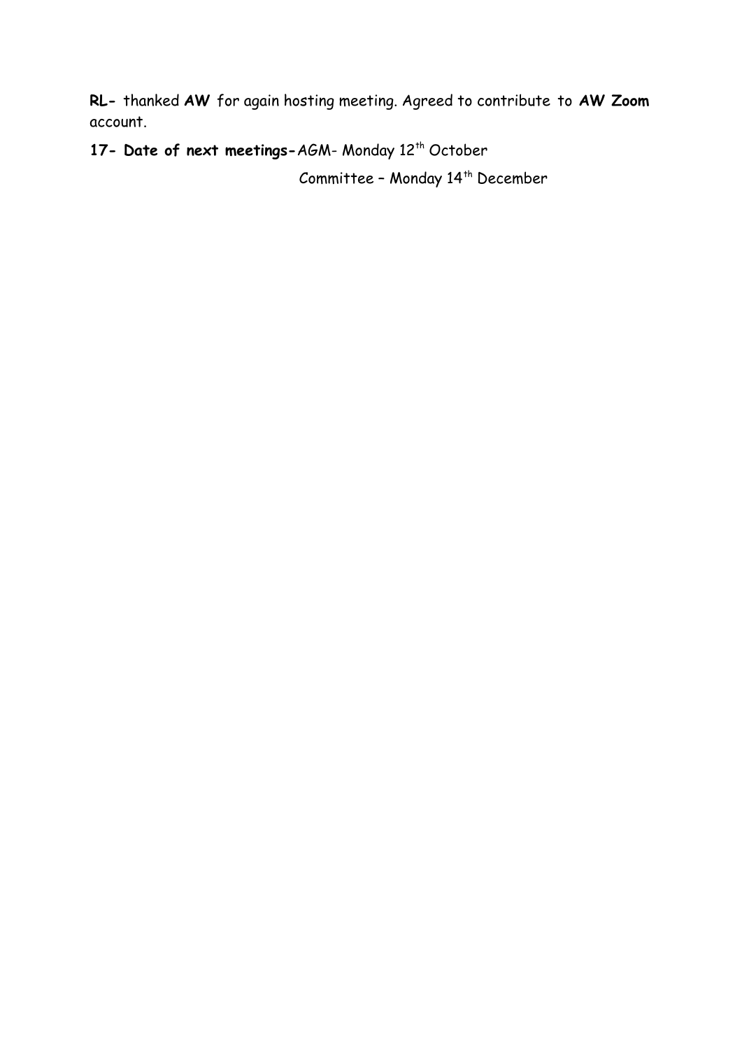**RL-** thanked **AW** for again hosting meeting. Agreed to contribute to **AW Zoom** account.

**17- Date of next meetings-** AGM- Monday 12th October

Committee – Monday 14th December